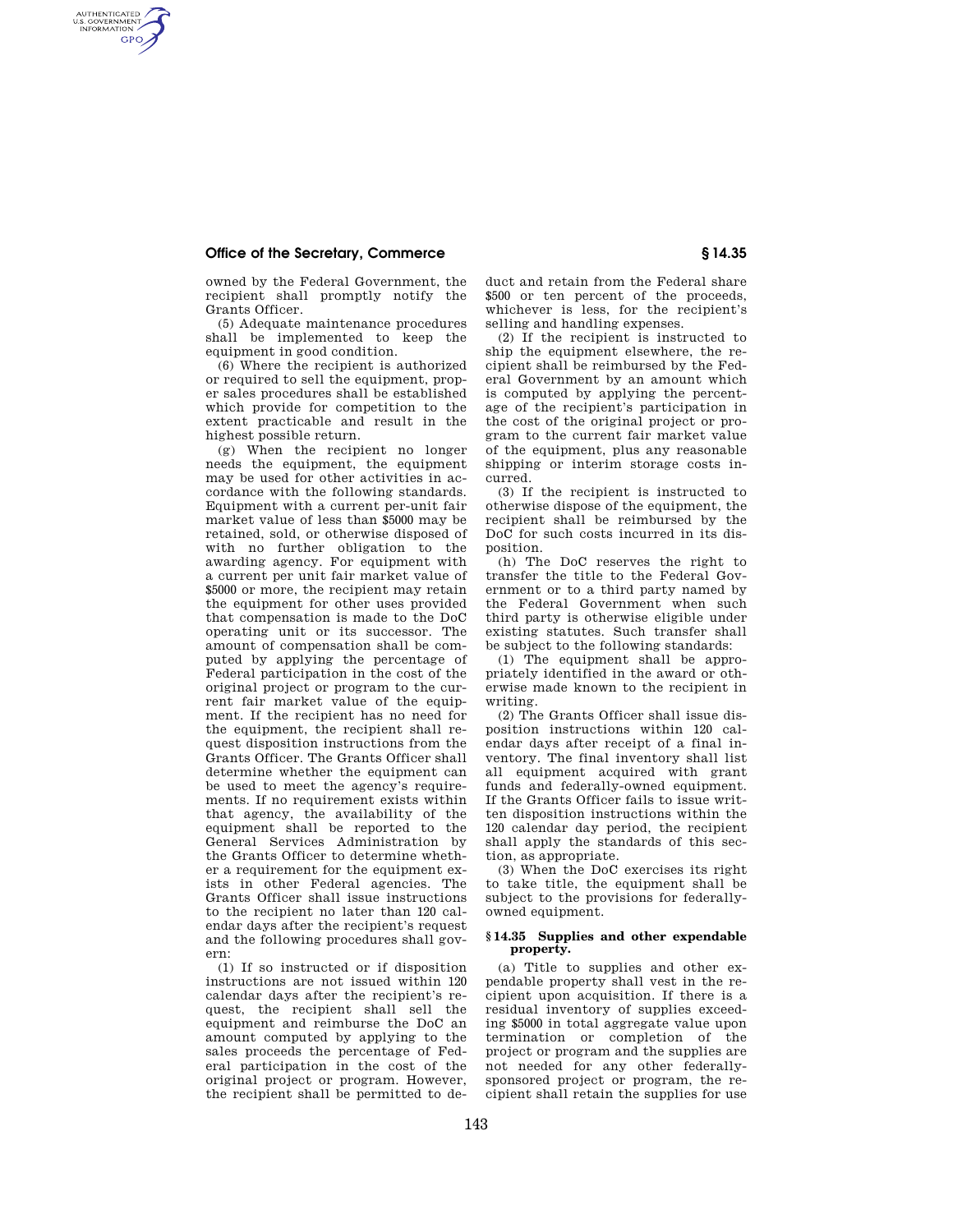owned by the Federal Government, the recipient shall promptly notify the Grants Officer.

(5) Adequate maintenance procedures shall be implemented to keep the equipment in good condition.

(6) Where the recipient is authorized or required to sell the equipment, proper sales procedures shall be established which provide for competition to the extent practicable and result in the highest possible return.

(g) When the recipient no longer needs the equipment, the equipment may be used for other activities in accordance with the following standards. Equipment with a current per-unit fair market value of less than $5000 may be retained, sold, or otherwise disposed of with no further obligation to the awarding agency. For equipment with a current per unit fair market value of $5000 or more, the recipient may retain the equipment for other uses provided that compensation is made to the DoC operating unit or its successor. The amount of compensation shall be computed by applying the percentage of Federal participation in the cost of the original project or program to the current fair market value of the equipment. If the recipient has no need for the equipment, the recipient shall request disposition instructions from the Grants Officer. The Grants Officer shall determine whether the equipment can be used to meet the agency's requirements. If no requirement exists within that agency, the availability of the equipment shall be reported to the General Services Administration by the Grants Officer to determine whether a requirement for the equipment exists in other Federal agencies. The Grants Officer shall issue instructions to the recipient no later than 120 calendar days after the recipient's request and the following procedures shall govern:

(1) If so instructed or if disposition instructions are not issued within 120 calendar days after the recipient's request, the recipient shall sell the equipment and reimburse the DoC an amount computed by applying to the sales proceeds the percentage of Federal participation in the cost of the original project or program. However, the recipient shall be permitted to deduct and retain from the Federal share $500 or ten percent of the proceeds, whichever is less, for the recipient's selling and handling expenses.

(2) If the recipient is instructed to ship the equipment elsewhere, the recipient shall be reimbursed by the Federal Government by an amount which is computed by applying the percentage of the recipient's participation in the cost of the original project or program to the current fair market value of the equipment, plus any reasonable shipping or interim storage costs incurred.

(3) If the recipient is instructed to otherwise dispose of the equipment, the recipient shall be reimbursed by the DoC for such costs incurred in its disposition.

(h) The DoC reserves the right to transfer the title to the Federal Government or to a third party named by the Federal Government when such third party is otherwise eligible under existing statutes. Such transfer shall be subject to the following standards:

(1) The equipment shall be appropriately identified in the award or otherwise made known to the recipient in writing.

(2) The Grants Officer shall issue disposition instructions within 120 calendar days after receipt of a final inventory. The final inventory shall list all equipment acquired with grant funds and federally-owned equipment. If the Grants Officer fails to issue written disposition instructions within the 120 calendar day period, the recipient shall apply the standards of this section, as appropriate.

(3) When the DoC exercises its right to take title, the equipment shall be subject to the provisions for federally-owned equipment.

## § 14.35 Supplies and other expendable property.

(a) Title to supplies and other expendable property shall vest in the recipient upon acquisition. If there is a residual inventory of supplies exceeding $5000 in total aggregate value upon termination or completion of the project or program and the supplies are not needed for any other federally-sponsored project or program, the recipient shall retain the supplies for use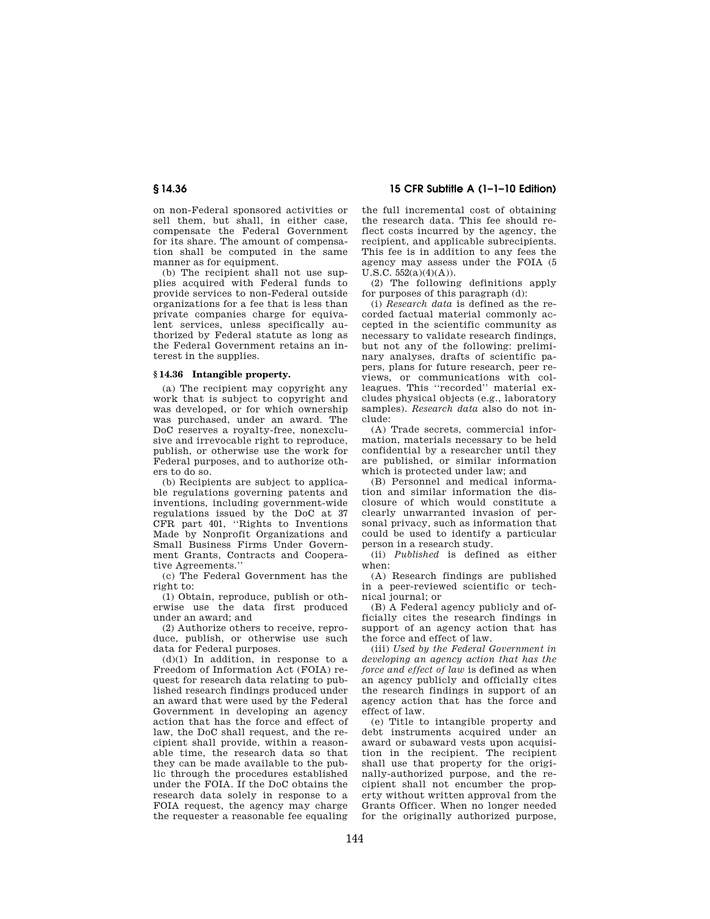on non-Federal sponsored activities or sell them, but shall, in either case, compensate the Federal Government for its share. The amount of compensation shall be computed in the same manner as for equipment.

(b) The recipient shall not use supplies acquired with Federal funds to provide services to non-Federal outside organizations for a fee that is less than private companies charge for equivalent services, unless specifically authorized by Federal statute as long as the Federal Government retains an interest in the supplies.

### § 14.36 Intangible property.

(a) The recipient may copyright any work that is subject to copyright and was developed, or for which ownership was purchased, under an award. The DoC reserves a royalty-free, nonexclusive and irrevocable right to reproduce, publish, or otherwise use the work for Federal purposes, and to authorize others to do so.

(b) Recipients are subject to applicable regulations governing patents and inventions, including government-wide regulations issued by the DoC at 37 CFR part 401, ''Rights to Inventions Made by Nonprofit Organizations and Small Business Firms Under Government Grants, Contracts and Cooperative Agreements.''

(c) The Federal Government has the right to:

(1) Obtain, reproduce, publish or otherwise use the data first produced under an award; and

(2) Authorize others to receive, reproduce, publish, or otherwise use such data for Federal purposes.

(d)(1) In addition, in response to a Freedom of Information Act (FOIA) request for research data relating to published research findings produced under an award that were used by the Federal Government in developing an agency action that has the force and effect of law, the DoC shall request, and the recipient shall provide, within a reasonable time, the research data so that they can be made available to the public through the procedures established under the FOIA. If the DoC obtains the research data solely in response to a FOIA request, the agency may charge the requester a reasonable fee equaling the full incremental cost of obtaining the research data. This fee should reflect costs incurred by the agency, the recipient, and applicable subrecipients. This fee is in addition to any fees the agency may assess under the FOIA (5 U.S.C. 552(a)(4)(A)).

(2) The following definitions apply for purposes of this paragraph (d):

(i) *Research data* is defined as the recorded factual material commonly accepted in the scientific community as necessary to validate research findings, but not any of the following: preliminary analyses, drafts of scientific papers, plans for future research, peer reviews, or communications with colleagues. This ''recorded'' material excludes physical objects (e.g., laboratory samples). *Research data* also do not include:

(A) Trade secrets, commercial information, materials necessary to be held confidential by a researcher until they are published, or similar information which is protected under law; and

(B) Personnel and medical information and similar information the disclosure of which would constitute a clearly unwarranted invasion of personal privacy, such as information that could be used to identify a particular person in a research study.

(ii) *Published* is defined as either when:

(A) Research findings are published in a peer-reviewed scientific or technical journal; or

(B) A Federal agency publicly and officially cites the research findings in support of an agency action that has the force and effect of law.

(iii) *Used by the Federal Government in developing an agency action that has the force and effect of law* is defined as when an agency publicly and officially cites the research findings in support of an agency action that has the force and effect of law.

(e) Title to intangible property and debt instruments acquired under an award or subaward vests upon acquisition in the recipient. The recipient shall use that property for the originally-authorized purpose, and the recipient shall not encumber the property without written approval from the Grants Officer. When no longer needed for the originally authorized purpose,